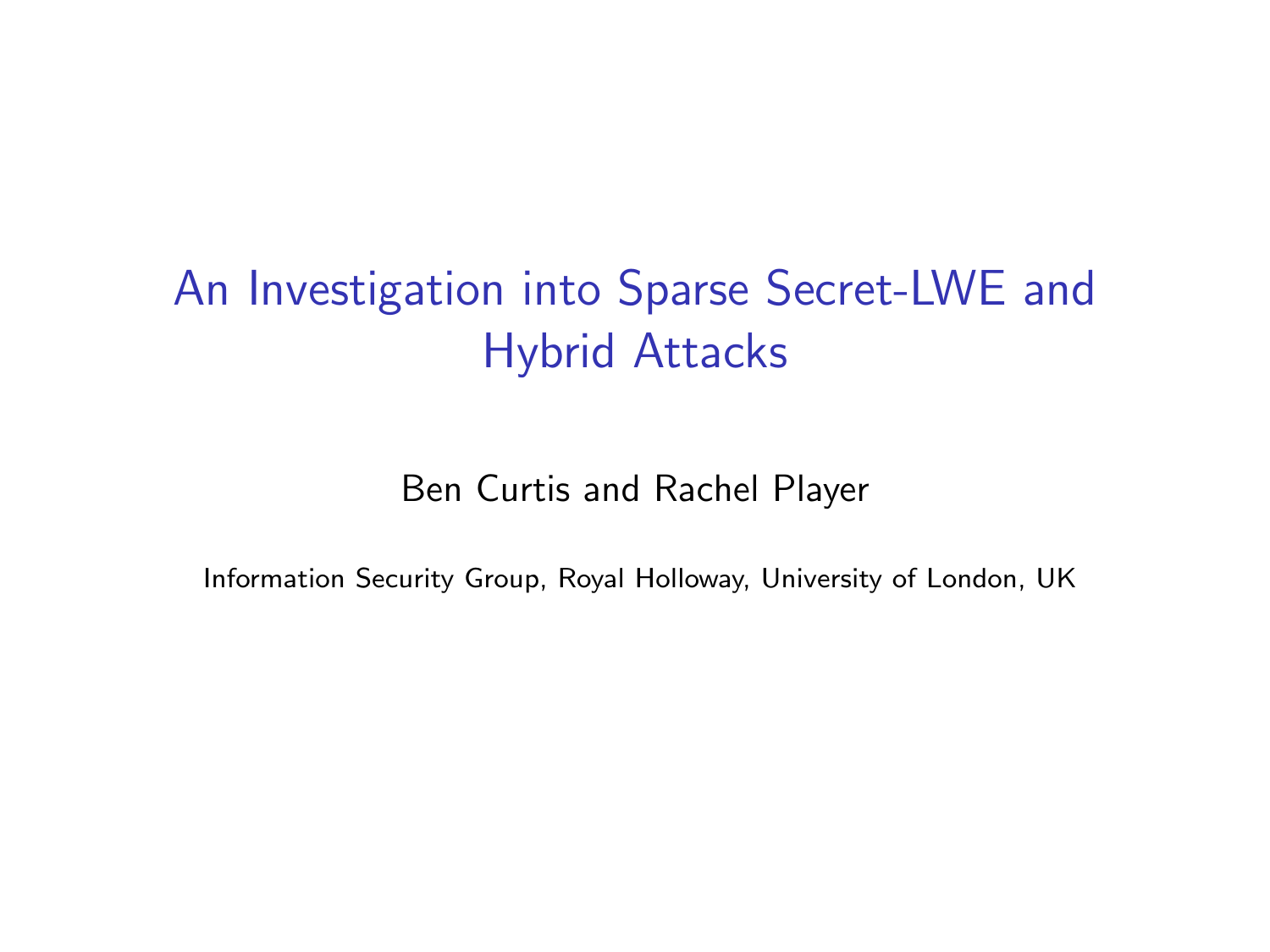# An Investigation into Sparse Secret-LWE and Hybrid Attacks

Ben Curtis and Rachel Player

Information Security Group, Royal Holloway, University of London, UK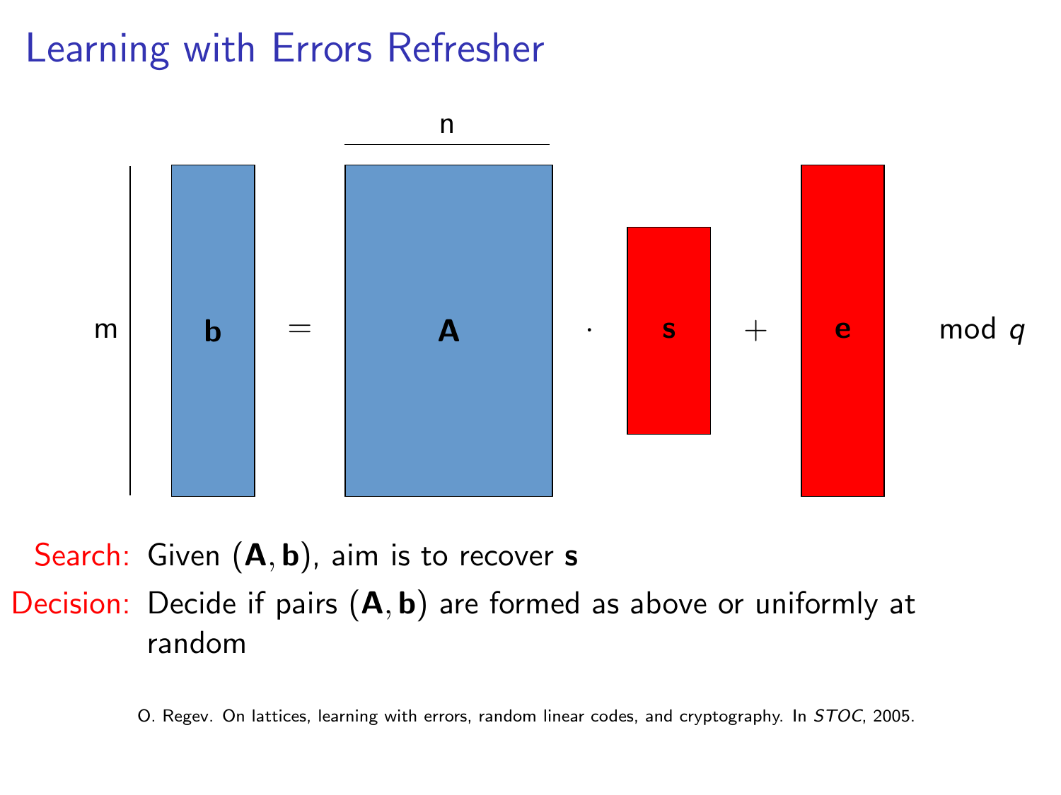# Learning with Errors Refresher

$$\mathbf{b} = \mathbf{A} \cdot \mathbf{s} + \mathbf{e} \mod q$$

($\mathbf{b}$ and $\mathbf{e}$ have $m$ entries; $\mathbf{A}$ is $m \times n$)

**Search:** Given $(\mathbf{A}, \mathbf{b})$, aim is to recover $\mathbf{s}$

**Decision:** Decide if pairs $(\mathbf{A}, \mathbf{b})$ are formed as above or uniformly at random

O. Regev. On lattices, learning with errors, random linear codes, and cryptography. In *STOC*, 2005.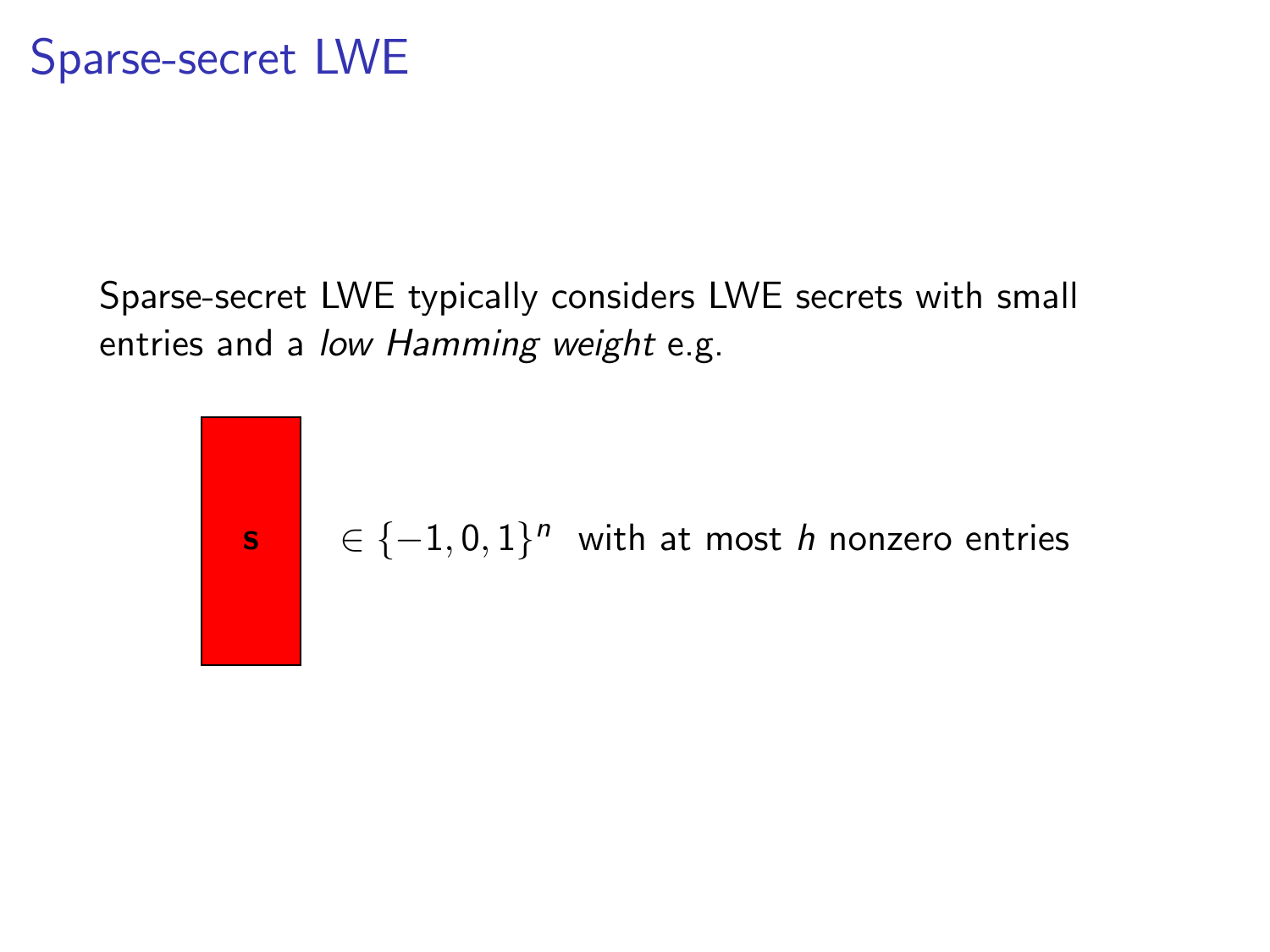# Sparse-secret LWE

Sparse-secret LWE typically considers LWE secrets with small entries and a *low Hamming weight* e.g.

$\mathbf{s} \in \{-1, 0, 1\}^n$ with at most $h$ nonzero entries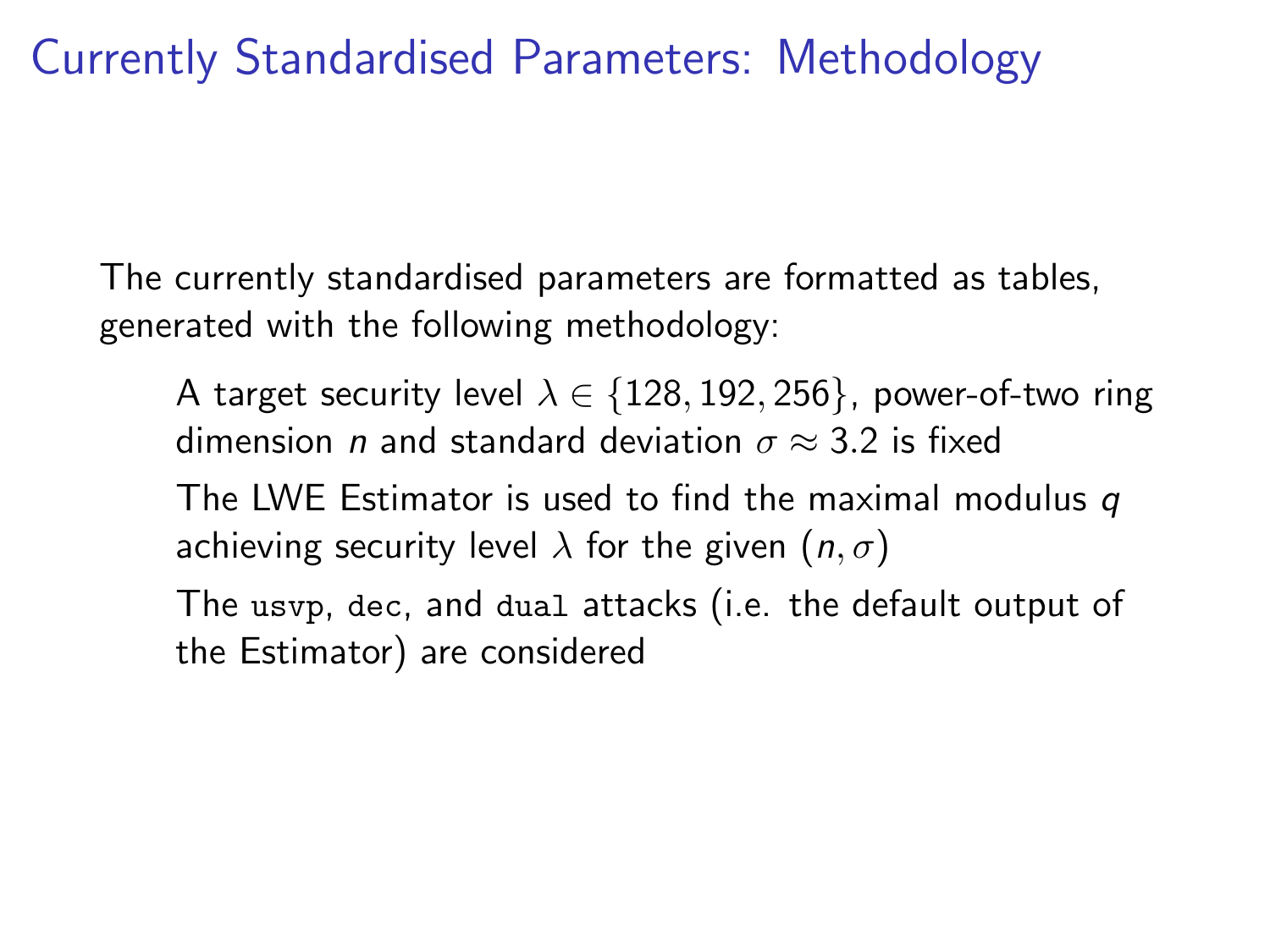# Currently Standardised Parameters: Methodology

The currently standardised parameters are formatted as tables, generated with the following methodology:

- A target security level $\lambda \in \{128, 192, 256\}$, power-of-two ring dimension $n$ and standard deviation $\sigma \approx 3.2$ is fixed
- The LWE Estimator is used to find the maximal modulus $q$ achieving security level $\lambda$ for the given $(n, \sigma)$
- The `usvp`, `dec`, and `dual` attacks (i.e. the default output of the Estimator) are considered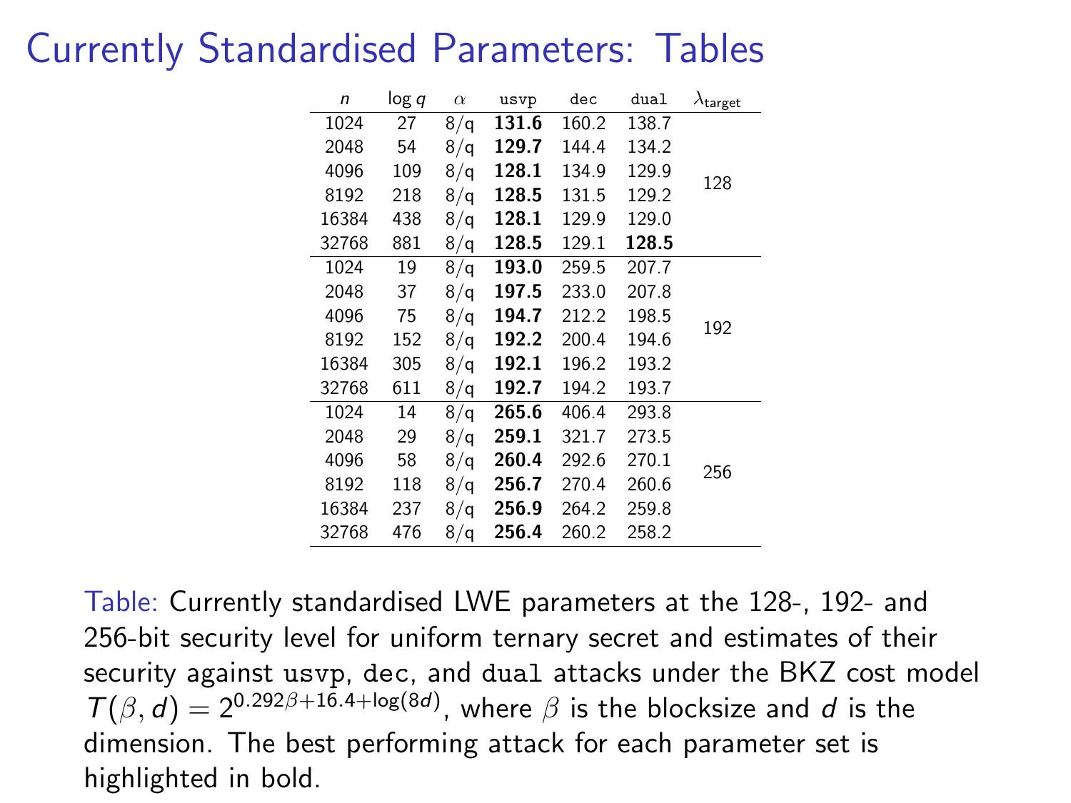# Currently Standardised Parameters: Tables

| $n$ | $\log q$ | $\alpha$ | usvp | dec | dual | $\lambda_{\text{target}}$ |
|---|---|---|---|---|---|---|
| 1024 | 27 | 8/q | **131.6** | 160.2 | 138.7 | 128 |
| 2048 | 54 | 8/q | **129.7** | 144.4 | 134.2 | |
| 4096 | 109 | 8/q | **128.1** | 134.9 | 129.9 | |
| 8192 | 218 | 8/q | **128.5** | 131.5 | 129.2 | |
| 16384 | 438 | 8/q | **128.1** | 129.9 | 129.0 | |
| 32768 | 881 | 8/q | **128.5** | 129.1 | **128.5** | |
| 1024 | 19 | 8/q | **193.0** | 259.5 | 207.7 | 192 |
| 2048 | 37 | 8/q | **197.5** | 233.0 | 207.8 | |
| 4096 | 75 | 8/q | **194.7** | 212.2 | 198.5 | |
| 8192 | 152 | 8/q | **192.2** | 200.4 | 194.6 | |
| 16384 | 305 | 8/q | **192.1** | 196.2 | 193.2 | |
| 32768 | 611 | 8/q | **192.7** | 194.2 | 193.7 | |
| 1024 | 14 | 8/q | **265.6** | 406.4 | 293.8 | 256 |
| 2048 | 29 | 8/q | **259.1** | 321.7 | 273.5 | |
| 4096 | 58 | 8/q | **260.4** | 292.6 | 270.1 | |
| 8192 | 118 | 8/q | **256.7** | 270.4 | 260.6 | |
| 16384 | 237 | 8/q | **256.9** | 264.2 | 259.8 | |
| 32768 | 476 | 8/q | **256.4** | 260.2 | 258.2 | |

Table: Currently standardised LWE parameters at the 128-, 192- and 256-bit security level for uniform ternary secret and estimates of their security against usvp, dec, and dual attacks under the BKZ cost model $T(\beta, d) = 2^{0.292\beta + 16.4 + \log(8d)}$, where $\beta$ is the blocksize and $d$ is the dimension. The best performing attack for each parameter set is highlighted in bold.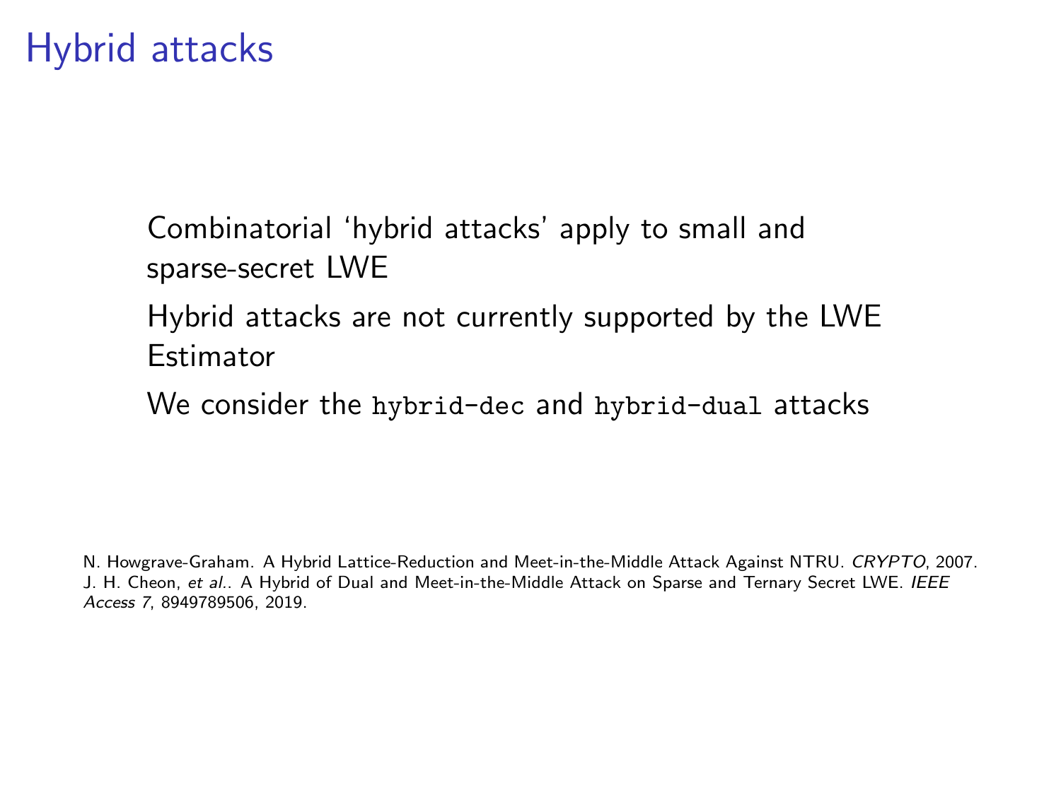# Hybrid attacks

Combinatorial ‘hybrid attacks’ apply to small and sparse-secret LWE

Hybrid attacks are not currently supported by the LWE Estimator

We consider the `hybrid-dec` and `hybrid-dual` attacks

N. Howgrave-Graham. A Hybrid Lattice-Reduction and Meet-in-the-Middle Attack Against NTRU. *CRYPTO*, 2007.
J. H. Cheon, *et al.*. A Hybrid of Dual and Meet-in-the-Middle Attack on Sparse and Ternary Secret LWE. *IEEE Access 7*, 8949789506, 2019.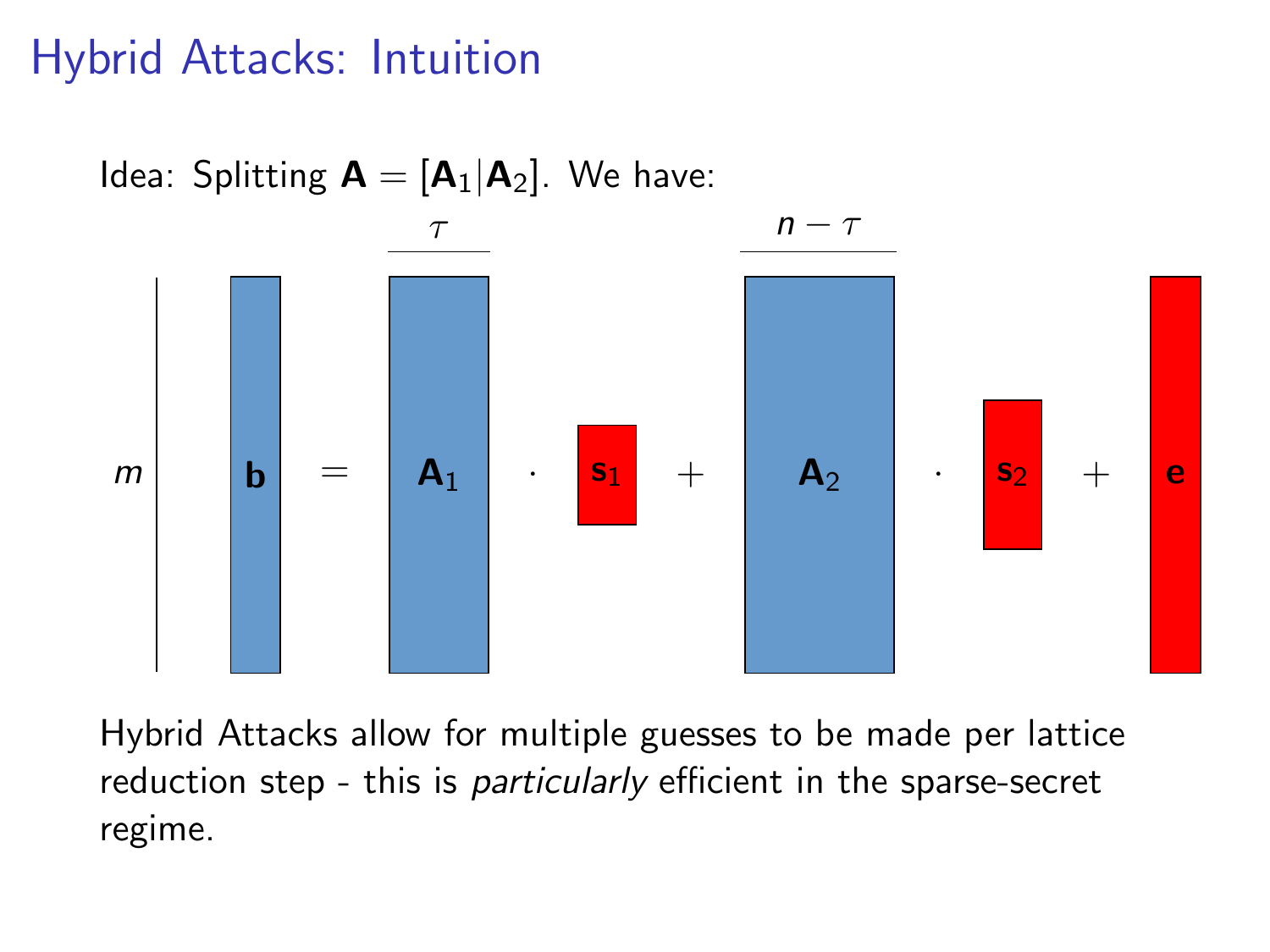# Hybrid Attacks: Intuition

Idea: Splitting $\mathbf{A} = [\mathbf{A}_1 | \mathbf{A}_2]$. We have:

$$\underbrace{\mathbf{b}}_{m} = \overbrace{\mathbf{A}_1}^{\tau} \cdot \mathbf{s}_1 + \overbrace{\mathbf{A}_2}^{n-\tau} \cdot \mathbf{s}_2 + \mathbf{e}$$

Hybrid Attacks allow for multiple guesses to be made per lattice reduction step - this is *particularly* efficient in the sparse-secret regime.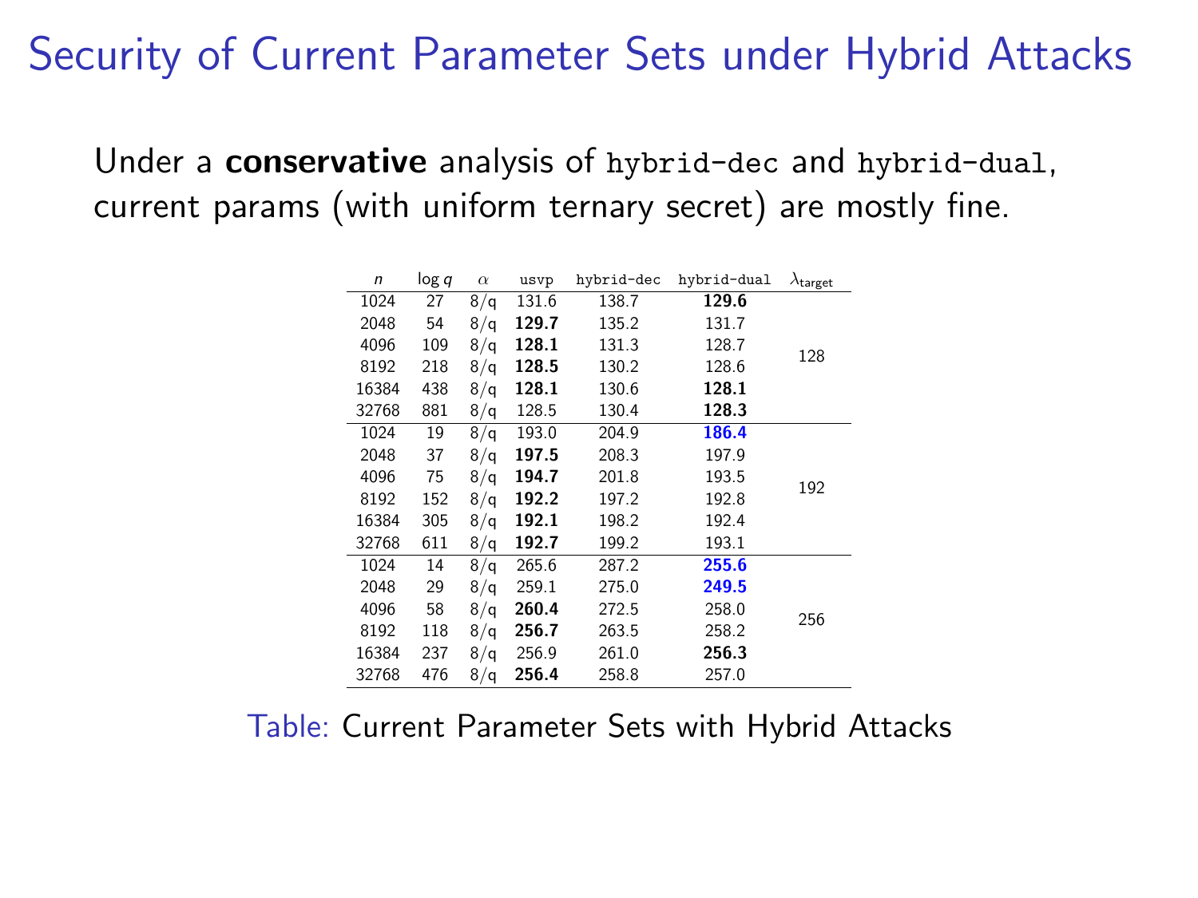# Security of Current Parameter Sets under Hybrid Attacks

Under a **conservative** analysis of `hybrid-dec` and `hybrid-dual`, current params (with uniform ternary secret) are mostly fine.

| $n$ | $\log q$ | $\alpha$ | usvp | hybrid-dec | hybrid-dual | $\lambda_{\text{target}}$ |
|---|---|---|---|---|---|---|
| 1024 | 27 | 8/q | 131.6 | 138.7 | **129.6** | |
| 2048 | 54 | 8/q | **129.7** | 135.2 | 131.7 | |
| 4096 | 109 | 8/q | **128.1** | 131.3 | 128.7 | 128 |
| 8192 | 218 | 8/q | **128.5** | 130.2 | 128.6 | |
| 16384 | 438 | 8/q | **128.1** | 130.6 | **128.1** | |
| 32768 | 881 | 8/q | 128.5 | 130.4 | **128.3** | |
| 1024 | 19 | 8/q | 193.0 | 204.9 | **186.4** | |
| 2048 | 37 | 8/q | **197.5** | 208.3 | 197.9 | |
| 4096 | 75 | 8/q | **194.7** | 201.8 | 193.5 | 192 |
| 8192 | 152 | 8/q | **192.2** | 197.2 | 192.8 | |
| 16384 | 305 | 8/q | **192.1** | 198.2 | 192.4 | |
| 32768 | 611 | 8/q | **192.7** | 199.2 | 193.1 | |
| 1024 | 14 | 8/q | 265.6 | 287.2 | **255.6** | |
| 2048 | 29 | 8/q | 259.1 | 275.0 | **249.5** | |
| 4096 | 58 | 8/q | **260.4** | 272.5 | 258.0 | 256 |
| 8192 | 118 | 8/q | **256.7** | 263.5 | 258.2 | |
| 16384 | 237 | 8/q | 256.9 | 261.0 | **256.3** | |
| 32768 | 476 | 8/q | **256.4** | 258.8 | 257.0 | |

Table: Current Parameter Sets with Hybrid Attacks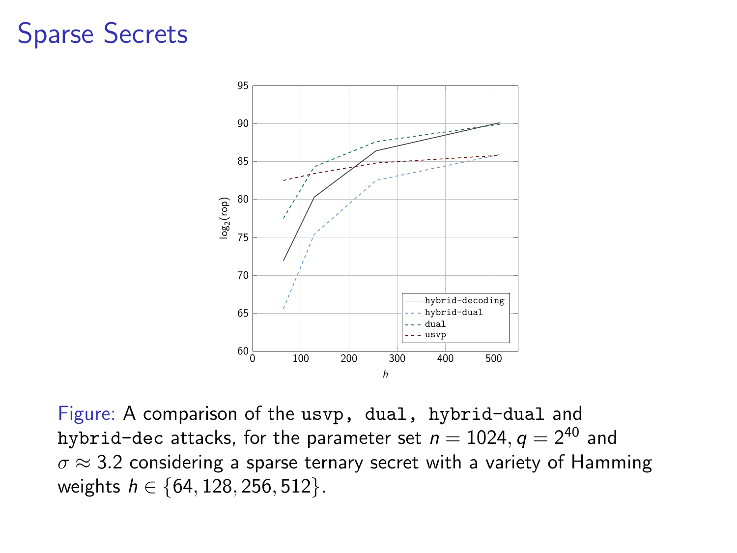# Sparse Secrets

Figure: A comparison of the `usvp`, `dual`, `hybrid-dual` and `hybrid-dec` attacks, for the parameter set $n = 1024, q = 2^{40}$ and $\sigma \approx 3.2$ considering a sparse ternary secret with a variety of Hamming weights $h \in \{64, 128, 256, 512\}$.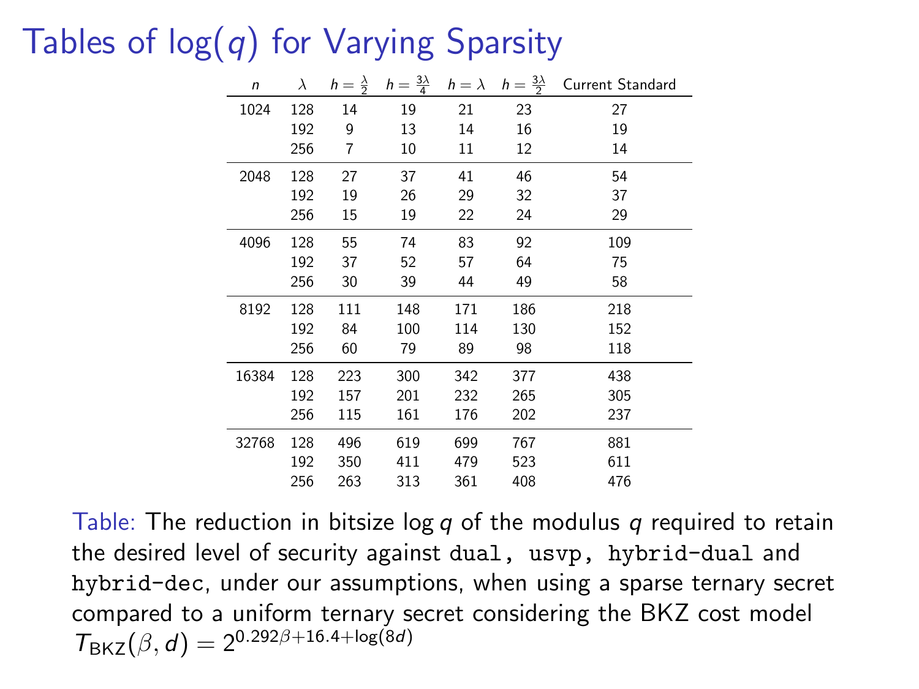# Tables of $\log(q)$ for Varying Sparsity

| $n$ | $\lambda$ | $h = \frac{\lambda}{2}$ | $h = \frac{3\lambda}{4}$ | $h = \lambda$ | $h = \frac{3\lambda}{2}$ | Current Standard |
|---|---|---|---|---|---|---|
| 1024 | 128 | 14 | 19 | 21 | 23 | 27 |
| | 192 | 9 | 13 | 14 | 16 | 19 |
| | 256 | 7 | 10 | 11 | 12 | 14 |
| 2048 | 128 | 27 | 37 | 41 | 46 | 54 |
| | 192 | 19 | 26 | 29 | 32 | 37 |
| | 256 | 15 | 19 | 22 | 24 | 29 |
| 4096 | 128 | 55 | 74 | 83 | 92 | 109 |
| | 192 | 37 | 52 | 57 | 64 | 75 |
| | 256 | 30 | 39 | 44 | 49 | 58 |
| 8192 | 128 | 111 | 148 | 171 | 186 | 218 |
| | 192 | 84 | 100 | 114 | 130 | 152 |
| | 256 | 60 | 79 | 89 | 98 | 118 |
| 16384 | 128 | 223 | 300 | 342 | 377 | 438 |
| | 192 | 157 | 201 | 232 | 265 | 305 |
| | 256 | 115 | 161 | 176 | 202 | 237 |
| 32768 | 128 | 496 | 619 | 699 | 767 | 881 |
| | 192 | 350 | 411 | 479 | 523 | 611 |
| | 256 | 263 | 313 | 361 | 408 | 476 |

Table: The reduction in bitsize $\log q$ of the modulus $q$ required to retain the desired level of security against `dual`, `usvp`, `hybrid-dual` and `hybrid-dec`, under our assumptions, when using a sparse ternary secret compared to a uniform ternary secret considering the BKZ cost model $T_{\text{BKZ}}(\beta, d) = 2^{0.292\beta + 16.4 + \log(8d)}$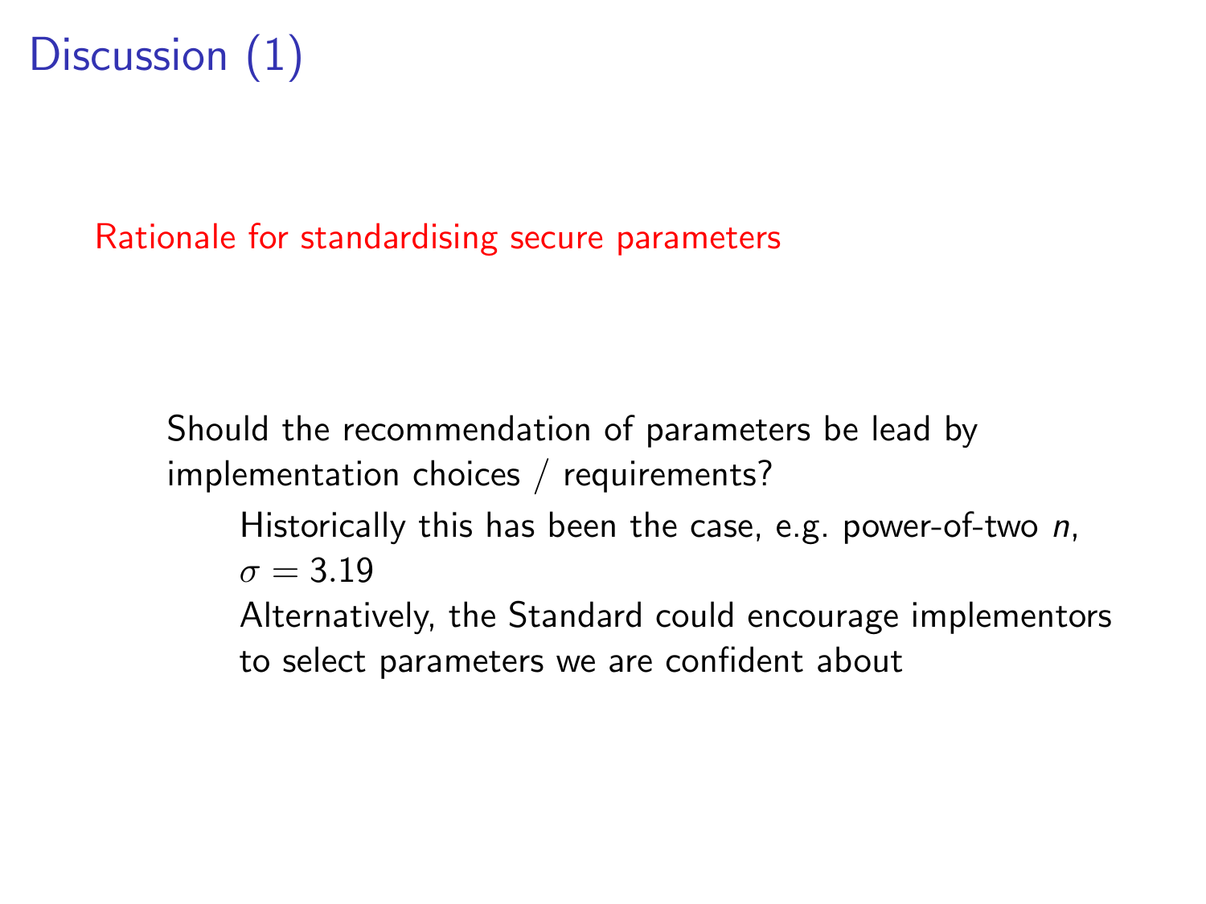# Discussion (1)

Rationale for standardising secure parameters

Should the recommendation of parameters be lead by implementation choices / requirements?

- Historically this has been the case, e.g. power-of-two $n$, $\sigma = 3.19$
- Alternatively, the Standard could encourage implementors to select parameters we are confident about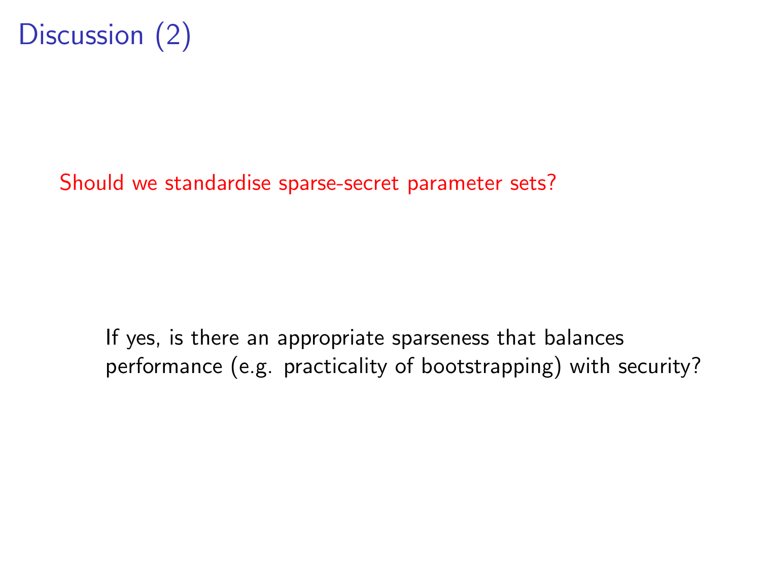# Discussion (2)

Should we standardise sparse-secret parameter sets?

If yes, is there an appropriate sparseness that balances performance (e.g. practicality of bootstrapping) with security?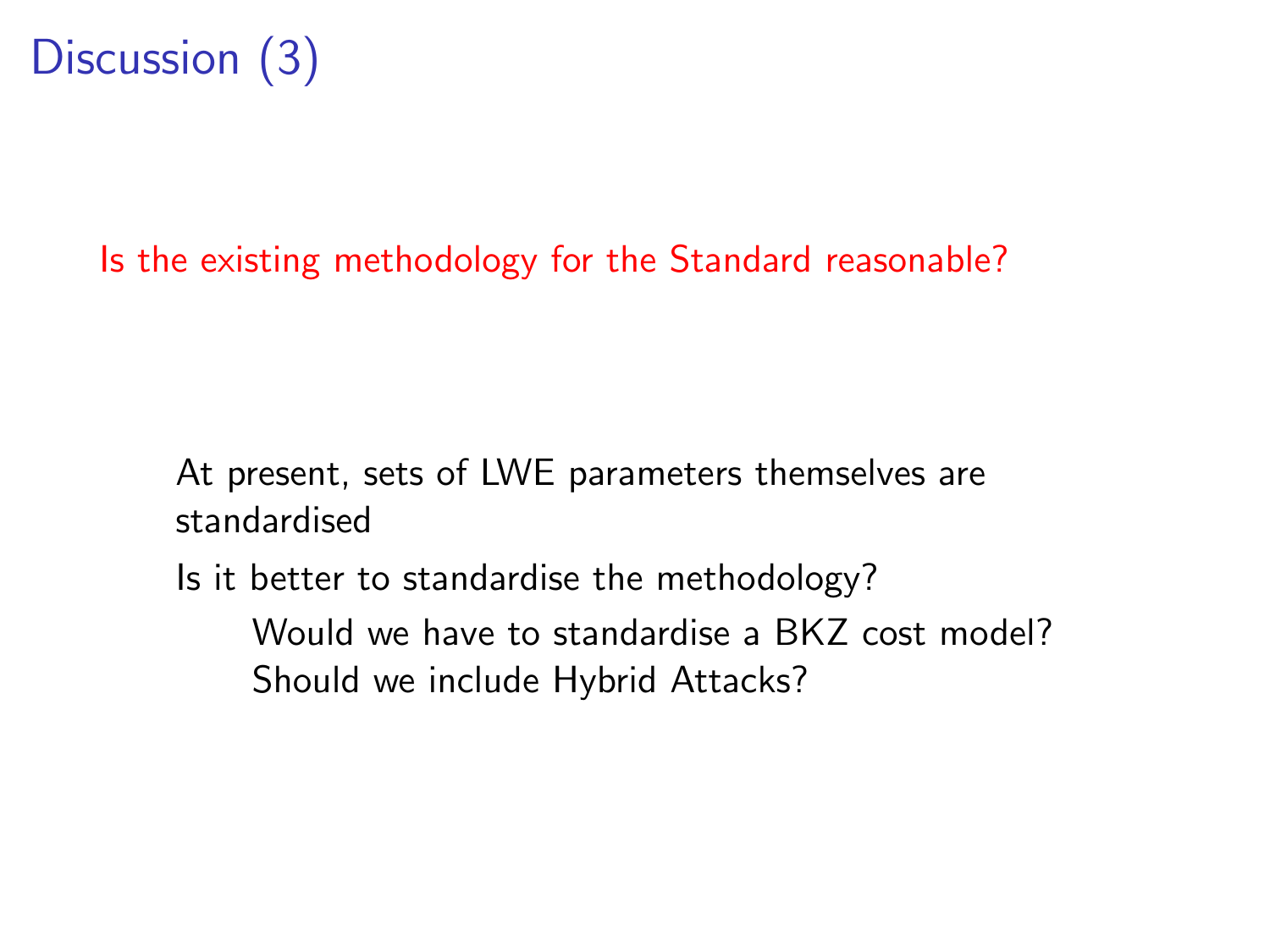# Discussion (3)

Is the existing methodology for the Standard reasonable?

At present, sets of LWE parameters themselves are standardised

Is it better to standardise the methodology?

- Would we have to standardise a BKZ cost model?
- Should we include Hybrid Attacks?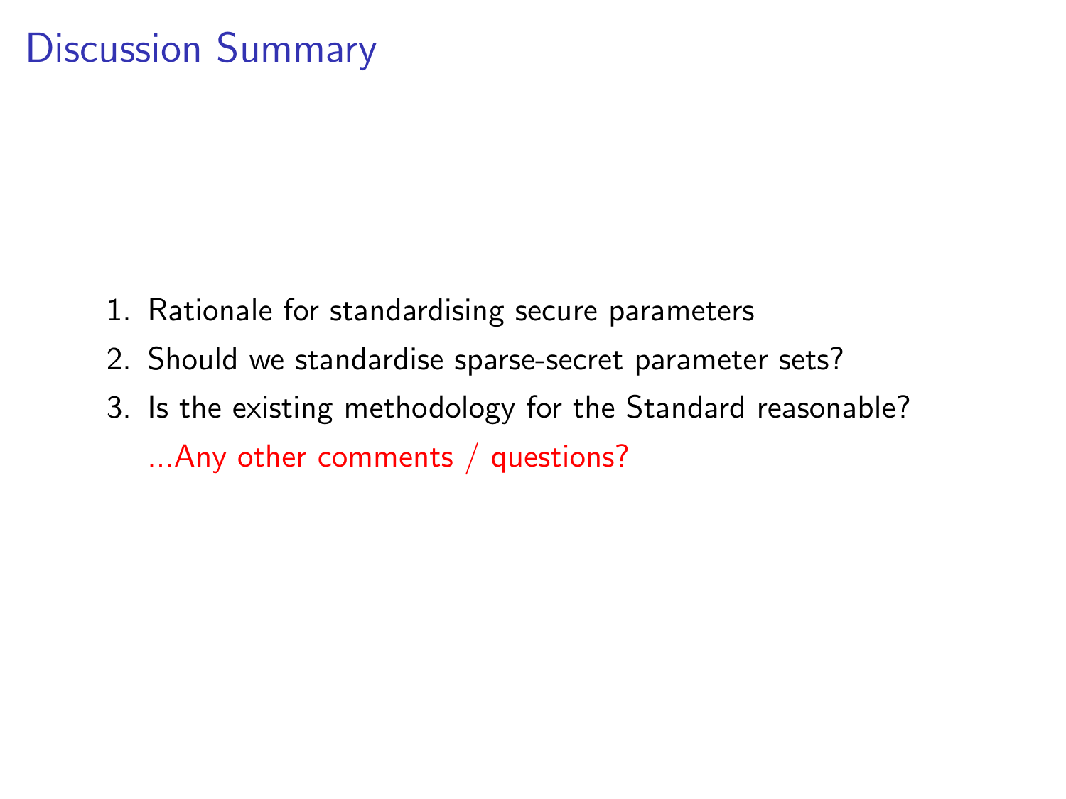# Discussion Summary

1. Rationale for standardising secure parameters
2. Should we standardise sparse-secret parameter sets?
3. Is the existing methodology for the Standard reasonable?

...Any other comments / questions?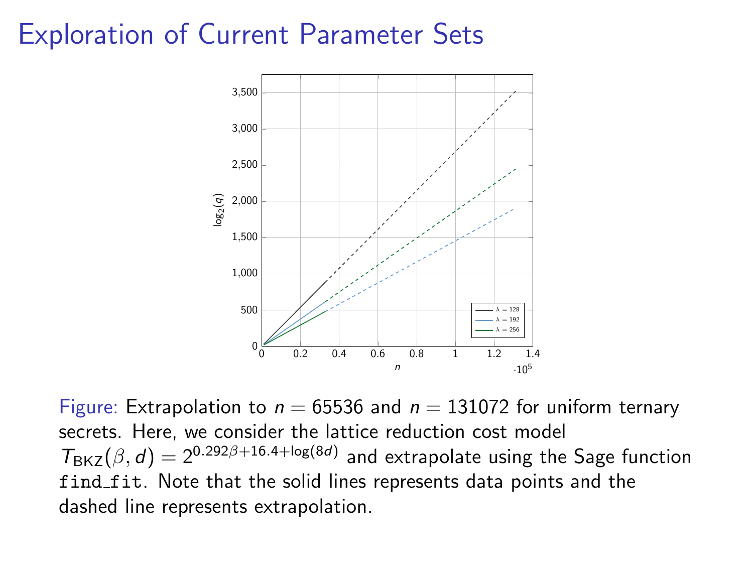# Exploration of Current Parameter Sets

3,500
3,000
2,500
2,000
1,500
1,000
500
0

$\log_2(q)$

0
0.2
0.4
0.6
0.8
1
1.2
1.4

$n$

$\cdot 10^5$

$\lambda = 128$
$\lambda = 192$
$\lambda = 256$

Figure: Extrapolation to $n = 65536$ and $n = 131072$ for uniform ternary secrets. Here, we consider the lattice reduction cost model $T_{\mathsf{BKZ}}(\beta, d) = 2^{0.292\beta + 16.4 + \log(8d)}$ and extrapolate using the Sage function `find_fit`. Note that the solid lines represents data points and the dashed line represents extrapolation.